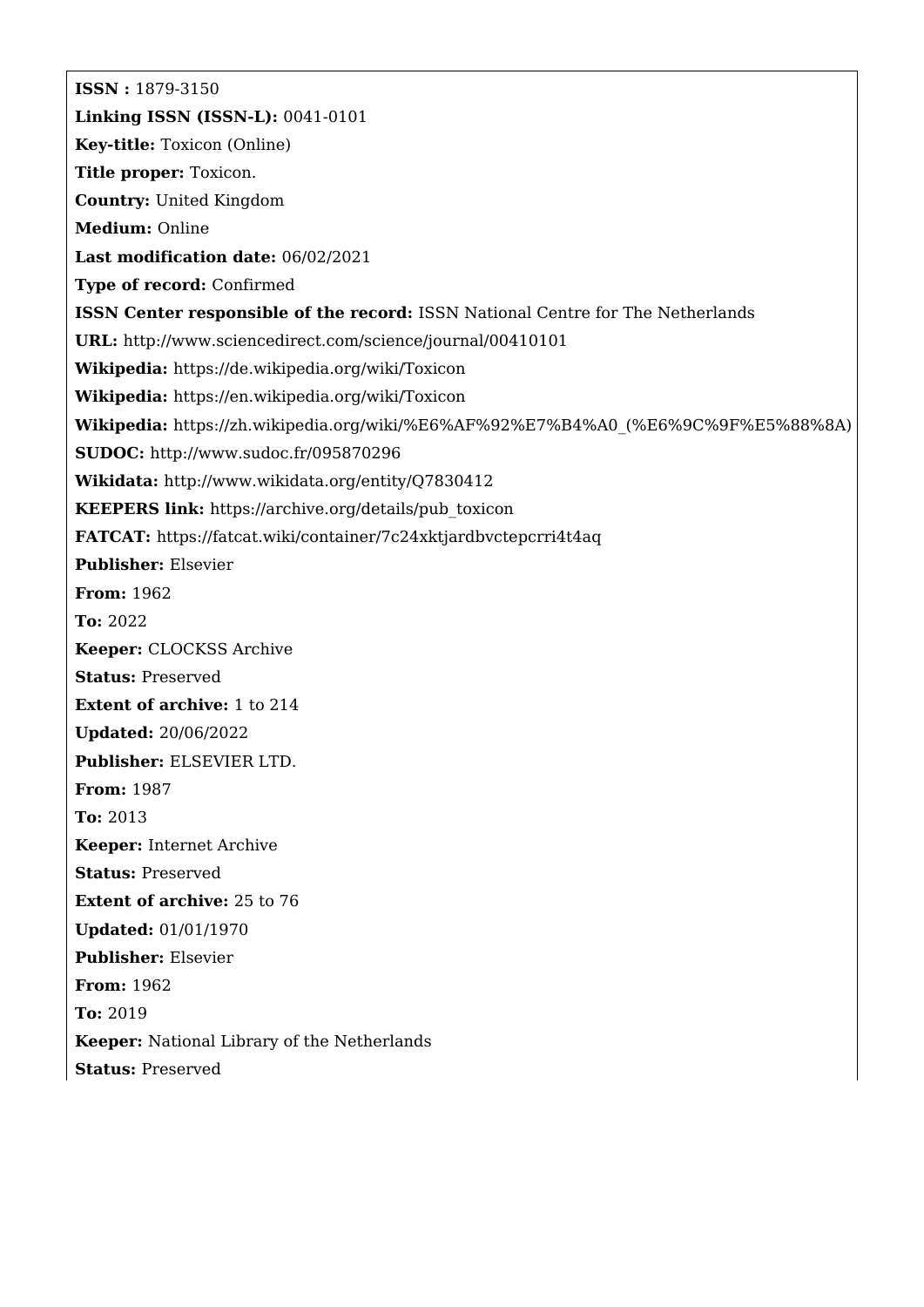**ISSN :** 1879-3150

**Linking ISSN (ISSN-L):** 0041-0101

**Key-title:** Toxicon (Online)

**Title proper:** Toxicon.

**Country:** United Kingdom

**Medium:** Online

**Last modification date:** 06/02/2021

**Type of record:** Confirmed

**ISSN Center responsible of the record:** ISSN National Centre for The Netherlands

**URL:** http://www.sciencedirect.com/science/journal/00410101

**Wikipedia:** https://de.wikipedia.org/wiki/Toxicon

**Wikipedia:** https://en.wikipedia.org/wiki/Toxicon

**Wikipedia:** https://zh.wikipedia.org/wiki/%E6%AF%92%E7%B4%A0_(%E6%9C%9F%E5%88%8A)

**SUDOC:** http://www.sudoc.fr/095870296

**Wikidata:** http://www.wikidata.org/entity/Q7830412

**KEEPERS link:** https://archive.org/details/pub_toxicon

**FATCAT:** https://fatcat.wiki/container/7c24xktjardbvctepcrri4t4aq

**Publisher:** Elsevier

**From:** 1962

**To:** 2022

**Keeper:** CLOCKSS Archive

**Status:** Preserved

**Extent of archive:** 1 to 214

**Updated:** 20/06/2022

**Publisher:** ELSEVIER LTD.

**From:** 1987

**To:** 2013

**Keeper:** Internet Archive

**Status:** Preserved

**Extent of archive:** 25 to 76

**Updated:** 01/01/1970

**Publisher:** Elsevier

**From:** 1962

**To:** 2019

**Keeper:** National Library of the Netherlands

**Status:** Preserved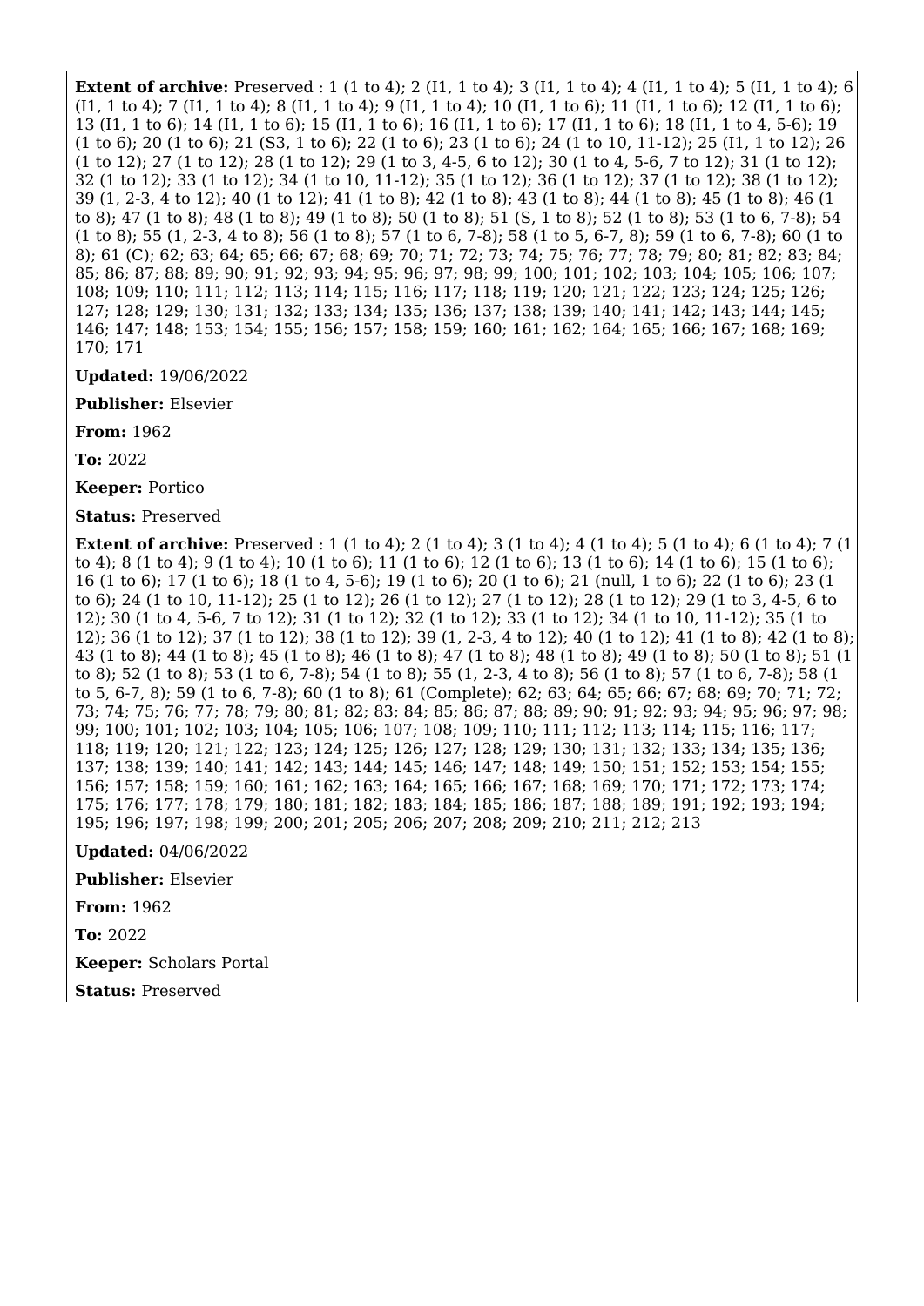**Extent of archive:** Preserved : 1 (1 to 4); 2 (I1, 1 to 4); 3 (I1, 1 to 4); 4 (I1, 1 to 4); 5 (I1, 1 to 4); 6 (I1, 1 to 4); 7 (I1, 1 to 4); 8 (I1, 1 to 4); 9 (I1, 1 to 4); 10 (I1, 1 to 6); 11 (I1, 1 to 6); 12 (I1, 1 to 6); 13 (I1, 1 to 6); 14 (I1, 1 to 6); 15 (I1, 1 to 6); 16 (I1, 1 to 6); 17 (I1, 1 to 6); 18 (I1, 1 to 4, 5-6); 19 (1 to 6); 20 (1 to 6); 21 (S3, 1 to 6); 22 (1 to 6); 23 (1 to 6); 24 (1 to 10, 11-12); 25 (I1, 1 to 12); 26 (1 to 12); 27 (1 to 12); 28 (1 to 12); 29 (1 to 3, 4-5, 6 to 12); 30 (1 to 4, 5-6, 7 to 12); 31 (1 to 12); 32 (1 to 12); 33 (1 to 12); 34 (1 to 10, 11-12); 35 (1 to 12); 36 (1 to 12); 37 (1 to 12); 38 (1 to 12); 39 (1, 2-3, 4 to 12); 40 (1 to 12); 41 (1 to 8); 42 (1 to 8); 43 (1 to 8); 44 (1 to 8); 45 (1 to 8); 46 (1 to 8); 47 (1 to 8); 48 (1 to 8); 49 (1 to 8); 50 (1 to 8); 51 (S, 1 to 8); 52 (1 to 8); 53 (1 to 6, 7-8); 54 (1 to 8); 55 (1, 2-3, 4 to 8); 56 (1 to 8); 57 (1 to 6, 7-8); 58 (1 to 5, 6-7, 8); 59 (1 to 6, 7-8); 60 (1 to 8); 61 (C); 62; 63; 64; 65; 66; 67; 68; 69; 70; 71; 72; 73; 74; 75; 76; 77; 78; 79; 80; 81; 82; 83; 84; 85; 86; 87; 88; 89; 90; 91; 92; 93; 94; 95; 96; 97; 98; 99; 100; 101; 102; 103; 104; 105; 106; 107; 108; 109; 110; 111; 112; 113; 114; 115; 116; 117; 118; 119; 120; 121; 122; 123; 124; 125; 126; 127; 128; 129; 130; 131; 132; 133; 134; 135; 136; 137; 138; 139; 140; 141; 142; 143; 144; 145; 146; 147; 148; 153; 154; 155; 156; 157; 158; 159; 160; 161; 162; 164; 165; 166; 167; 168; 169; 170; 171

**Updated:** 19/06/2022

**Publisher:** Elsevier

**From:** 1962

**To:** 2022

**Keeper:** Portico

**Status:** Preserved

**Extent of archive:** Preserved : 1 (1 to 4); 2 (1 to 4); 3 (1 to 4); 4 (1 to 4); 5 (1 to 4); 6 (1 to 4); 7 (1 to 4); 8 (1 to 4); 9 (1 to 4); 10 (1 to 6); 11 (1 to 6); 12 (1 to 6); 13 (1 to 6); 14 (1 to 6); 15 (1 to 6); 16 (1 to 6); 17 (1 to 6); 18 (1 to 4, 5-6); 19 (1 to 6); 20 (1 to 6); 21 (null, 1 to 6); 22 (1 to 6); 23 (1 to 6); 24 (1 to 10, 11-12); 25 (1 to 12); 26 (1 to 12); 27 (1 to 12); 28 (1 to 12); 29 (1 to 3, 4-5, 6 to 12); 30 (1 to 4, 5-6, 7 to 12); 31 (1 to 12); 32 (1 to 12); 33 (1 to 12); 34 (1 to 10, 11-12); 35 (1 to 12); 36 (1 to 12); 37 (1 to 12); 38 (1 to 12); 39 (1, 2-3, 4 to 12); 40 (1 to 12); 41 (1 to 8); 42 (1 to 8); 43 (1 to 8); 44 (1 to 8); 45 (1 to 8); 46 (1 to 8); 47 (1 to 8); 48 (1 to 8); 49 (1 to 8); 50 (1 to 8); 51 (1 to 8); 52 (1 to 8); 53 (1 to 6, 7-8); 54 (1 to 8); 55 (1, 2-3, 4 to 8); 56 (1 to 8); 57 (1 to 6, 7-8); 58 (1 to 5, 6-7, 8); 59 (1 to 6, 7-8); 60 (1 to 8); 61 (Complete); 62; 63; 64; 65; 66; 67; 68; 69; 70; 71; 72; 73; 74; 75; 76; 77; 78; 79; 80; 81; 82; 83; 84; 85; 86; 87; 88; 89; 90; 91; 92; 93; 94; 95; 96; 97; 98; 99; 100; 101; 102; 103; 104; 105; 106; 107; 108; 109; 110; 111; 112; 113; 114; 115; 116; 117; 118; 119; 120; 121; 122; 123; 124; 125; 126; 127; 128; 129; 130; 131; 132; 133; 134; 135; 136; 137; 138; 139; 140; 141; 142; 143; 144; 145; 146; 147; 148; 149; 150; 151; 152; 153; 154; 155; 156; 157; 158; 159; 160; 161; 162; 163; 164; 165; 166; 167; 168; 169; 170; 171; 172; 173; 174; 175; 176; 177; 178; 179; 180; 181; 182; 183; 184; 185; 186; 187; 188; 189; 191; 192; 193; 194; 195; 196; 197; 198; 199; 200; 201; 205; 206; 207; 208; 209; 210; 211; 212; 213

**Updated:** 04/06/2022

**Publisher:** Elsevier

**From:** 1962

**To:** 2022

**Keeper:** Scholars Portal

**Status:** Preserved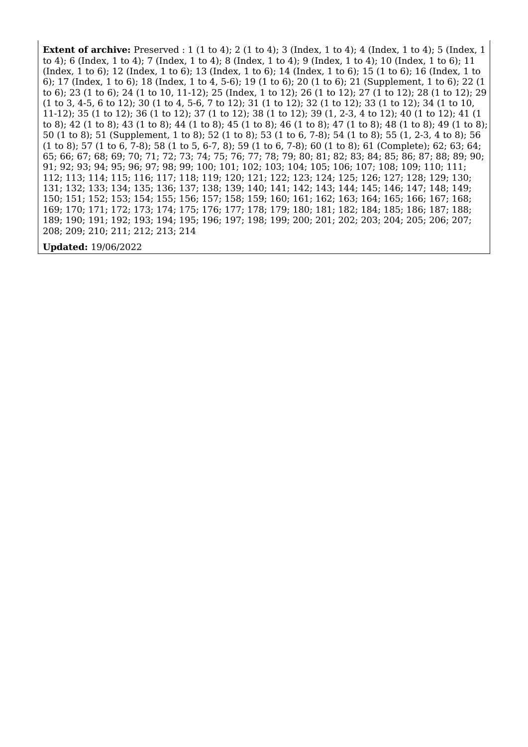**Extent of archive:** Preserved : 1 (1 to 4); 2 (1 to 4); 3 (Index, 1 to 4); 4 (Index, 1 to 4); 5 (Index, 1 to 4); 6 (Index, 1 to 4); 7 (Index, 1 to 4); 8 (Index, 1 to 4); 9 (Index, 1 to 4); 10 (Index, 1 to 6); 11 (Index, 1 to 6); 12 (Index, 1 to 6); 13 (Index, 1 to 6); 14 (Index, 1 to 6); 15 (1 to 6); 16 (Index, 1 to 6); 17 (Index, 1 to 6); 18 (Index, 1 to 4, 5-6); 19 (1 to 6); 20 (1 to 6); 21 (Supplement, 1 to 6); 22 (1 to 6); 23 (1 to 6); 24 (1 to 10, 11-12); 25 (Index, 1 to 12); 26 (1 to 12); 27 (1 to 12); 28 (1 to 12); 29 (1 to 3, 4-5, 6 to 12); 30 (1 to 4, 5-6, 7 to 12); 31 (1 to 12); 32 (1 to 12); 33 (1 to 12); 34 (1 to 10, 11-12); 35 (1 to 12); 36 (1 to 12); 37 (1 to 12); 38 (1 to 12); 39 (1, 2-3, 4 to 12); 40 (1 to 12); 41 (1 to 8); 42 (1 to 8); 43 (1 to 8); 44 (1 to 8); 45 (1 to 8); 46 (1 to 8); 47 (1 to 8); 48 (1 to 8); 49 (1 to 8); 50 (1 to 8); 51 (Supplement, 1 to 8); 52 (1 to 8); 53 (1 to 6, 7-8); 54 (1 to 8); 55 (1, 2-3, 4 to 8); 56 (1 to 8); 57 (1 to 6, 7-8); 58 (1 to 5, 6-7, 8); 59 (1 to 6, 7-8); 60 (1 to 8); 61 (Complete); 62; 63; 64; 65; 66; 67; 68; 69; 70; 71; 72; 73; 74; 75; 76; 77; 78; 79; 80; 81; 82; 83; 84; 85; 86; 87; 88; 89; 90; 91; 92; 93; 94; 95; 96; 97; 98; 99; 100; 101; 102; 103; 104; 105; 106; 107; 108; 109; 110; 111; 112; 113; 114; 115; 116; 117; 118; 119; 120; 121; 122; 123; 124; 125; 126; 127; 128; 129; 130; 131; 132; 133; 134; 135; 136; 137; 138; 139; 140; 141; 142; 143; 144; 145; 146; 147; 148; 149; 150; 151; 152; 153; 154; 155; 156; 157; 158; 159; 160; 161; 162; 163; 164; 165; 166; 167; 168; 169; 170; 171; 172; 173; 174; 175; 176; 177; 178; 179; 180; 181; 182; 184; 185; 186; 187; 188; 189; 190; 191; 192; 193; 194; 195; 196; 197; 198; 199; 200; 201; 202; 203; 204; 205; 206; 207; 208; 209; 210; 211; 212; 213; 214

**Updated:** 19/06/2022